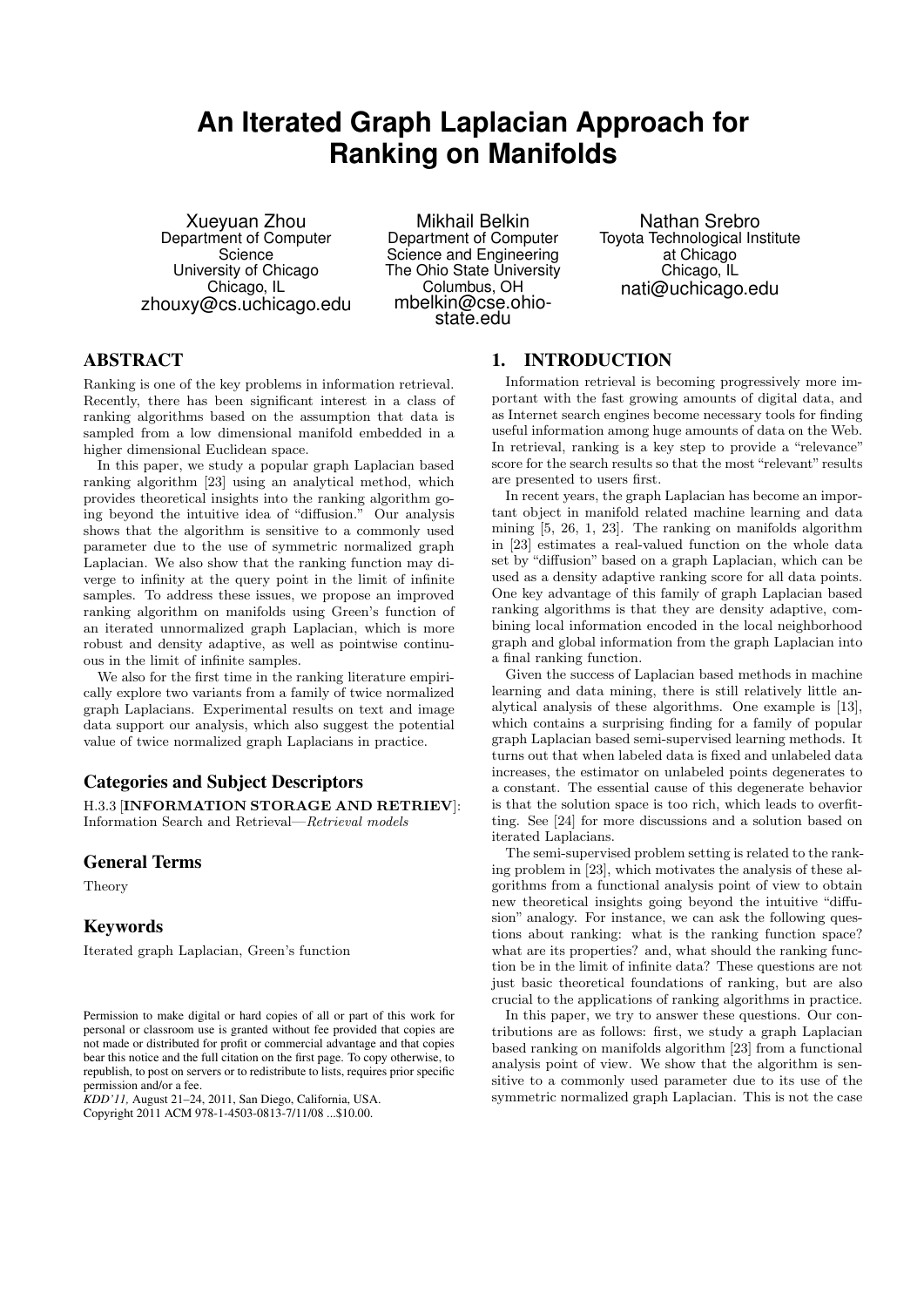# An Iterated Graph Laplacian Approach for Ranking on Manifolds

Xueyuan Zhou
Department of Computer Science
University of Chicago
Chicago, IL
zhouxy@cs.uchicago.edu

Mikhail Belkin
Department of Computer Science and Engineering
The Ohio State University
Columbus, OH
mbelkin@cse.ohio-state.edu

Nathan Srebro
Toyota Technological Institute at Chicago
Chicago, IL
nati@uchicago.edu

## ABSTRACT

Ranking is one of the key problems in information retrieval. Recently, there has been significant interest in a class of ranking algorithms based on the assumption that data is sampled from a low dimensional manifold embedded in a higher dimensional Euclidean space.

In this paper, we study a popular graph Laplacian based ranking algorithm [23] using an analytical method, which provides theoretical insights into the ranking algorithm going beyond the intuitive idea of "diffusion." Our analysis shows that the algorithm is sensitive to a commonly used parameter due to the use of symmetric normalized graph Laplacian. We also show that the ranking function may diverge to infinity at the query point in the limit of infinite samples. To address these issues, we propose an improved ranking algorithm on manifolds using Green's function of an iterated unnormalized graph Laplacian, which is more robust and density adaptive, as well as pointwise continuous in the limit of infinite samples.

We also for the first time in the ranking literature empirically explore two variants from a family of twice normalized graph Laplacians. Experimental results on text and image data support our analysis, which also suggest the potential value of twice normalized graph Laplacians in practice.

### Categories and Subject Descriptors

H.3.3 [**INFORMATION STORAGE AND RETRIEV**]: Information Search and Retrieval—*Retrieval models*

### General Terms

Theory

### Keywords

Iterated graph Laplacian, Green's function

Permission to make digital or hard copies of all or part of this work for personal or classroom use is granted without fee provided that copies are not made or distributed for profit or commercial advantage and that copies bear this notice and the full citation on the first page. To copy otherwise, to republish, to post on servers or to redistribute to lists, requires prior specific permission and/or a fee.
*KDD'11,* August 21–24, 2011, San Diego, California, USA.
Copyright 2011 ACM 978-1-4503-0813-7/11/08 ...$10.00.

## 1. INTRODUCTION

Information retrieval is becoming progressively more important with the fast growing amounts of digital data, and as Internet search engines become necessary tools for finding useful information among huge amounts of data on the Web. In retrieval, ranking is a key step to provide a "relevance" score for the search results so that the most "relevant" results are presented to users first.

In recent years, the graph Laplacian has become an important object in manifold related machine learning and data mining [5, 26, 1, 23]. The ranking on manifolds algorithm in [23] estimates a real-valued function on the whole data set by "diffusion" based on a graph Laplacian, which can be used as a density adaptive ranking score for all data points. One key advantage of this family of graph Laplacian based ranking algorithms is that they are density adaptive, combining local information encoded in the local neighborhood graph and global information from the graph Laplacian into a final ranking function.

Given the success of Laplacian based methods in machine learning and data mining, there is still relatively little analytical analysis of these algorithms. One example is [13], which contains a surprising finding for a family of popular graph Laplacian based semi-supervised learning methods. It turns out that when labeled data is fixed and unlabeled data increases, the estimator on unlabeled points degenerates to a constant. The essential cause of this degenerate behavior is that the solution space is too rich, which leads to overfitting. See [24] for more discussions and a solution based on iterated Laplacians.

The semi-supervised problem setting is related to the ranking problem in [23], which motivates the analysis of these algorithms from a functional analysis point of view to obtain new theoretical insights going beyond the intuitive "diffusion" analogy. For instance, we can ask the following questions about ranking: what is the ranking function space? what are its properties? and, what should the ranking function be in the limit of infinite data? These questions are not just basic theoretical foundations of ranking, but are also crucial to the applications of ranking algorithms in practice.

In this paper, we try to answer these questions. Our contributions are as follows: first, we study a graph Laplacian based ranking on manifolds algorithm [23] from a functional analysis point of view. We show that the algorithm is sensitive to a commonly used parameter due to its use of the symmetric normalized graph Laplacian. This is not the case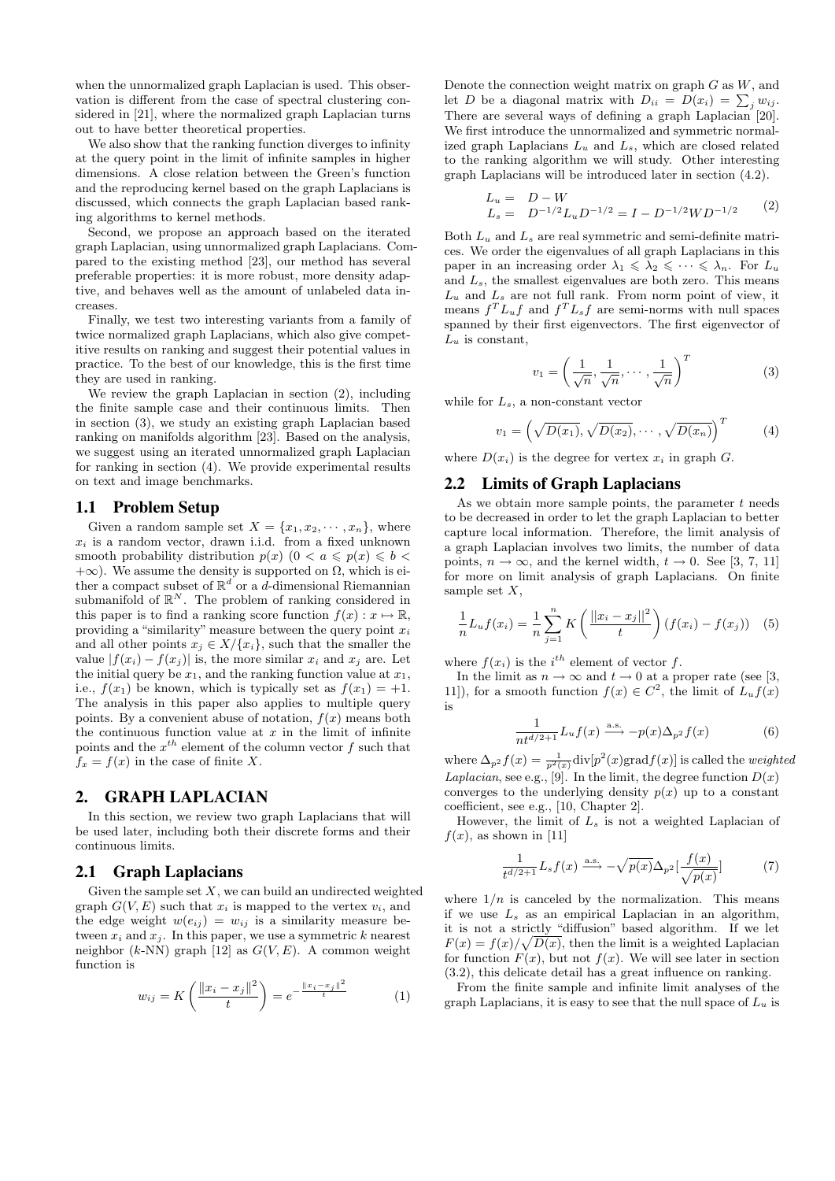when the unnormalized graph Laplacian is used. This observation is different from the case of spectral clustering considered in [21], where the normalized graph Laplacian turns out to have better theoretical properties.

We also show that the ranking function diverges to infinity at the query point in the limit of infinite samples in higher dimensions. A close relation between the Green's function and the reproducing kernel based on the graph Laplacians is discussed, which connects the graph Laplacian based ranking algorithms to kernel methods.

Second, we propose an approach based on the iterated graph Laplacian, using unnormalized graph Laplacians. Compared to the existing method [23], our method has several preferable properties: it is more robust, more density adaptive, and behaves well as the amount of unlabeled data increases.

Finally, we test two interesting variants from a family of twice normalized graph Laplacians, which also give competitive results on ranking and suggest their potential values in practice. To the best of our knowledge, this is the first time they are used in ranking.

We review the graph Laplacian in section (2), including the finite sample case and their continuous limits. Then in section (3), we study an existing graph Laplacian based ranking on manifolds algorithm [23]. Based on the analysis, we suggest using an iterated unnormalized graph Laplacian for ranking in section (4). We provide experimental results on text and image benchmarks.

## 1.1 Problem Setup

Given a random sample set $X = \{x_1, x_2, \cdots, x_n\}$, where $x_i$ is a random vector, drawn i.i.d. from a fixed unknown smooth probability distribution $p(x)$ $(0 < a \leqslant p(x) \leqslant b < +\infty)$. We assume the density is supported on $\Omega$, which is either a compact subset of $\mathbb{R}^d$ or a $d$-dimensional Riemannian submanifold of $\mathbb{R}^N$. The problem of ranking considered in this paper is to find a ranking score function $f(x) : x \mapsto \mathbb{R}$, providing a "similarity" measure between the query point $x_i$ and all other points $x_j \in X/\{x_i\}$, such that the smaller the value $|f(x_i) - f(x_j)|$ is, the more similar $x_i$ and $x_j$ are. Let the initial query be $x_1$, and the ranking function value at $x_1$, i.e., $f(x_1)$ be known, which is typically set as $f(x_1) = +1$. The analysis in this paper also applies to multiple query points. By a convenient abuse of notation, $f(x)$ means both the continuous function value at $x$ in the limit of infinite points and the $x^{th}$ element of the column vector $f$ such that $f_x = f(x)$ in the case of finite $X$.

# 2. GRAPH LAPLACIAN

In this section, we review two graph Laplacians that will be used later, including both their discrete forms and their continuous limits.

## 2.1 Graph Laplacians

Given the sample set $X$, we can build an undirected weighted graph $G(V, E)$ such that $x_i$ is mapped to the vertex $v_i$, and the edge weight $w(e_{ij}) = w_{ij}$ is a similarity measure between $x_i$ and $x_j$. In this paper, we use a symmetric $k$ nearest neighbor ($k$-NN) graph [12] as $G(V, E)$. A common weight function is

$$w_{ij} = K\left(\frac{\|x_i - x_j\|^2}{t}\right) = e^{-\frac{\|x_i - x_j\|^2}{t}} \tag{1}$$

Denote the connection weight matrix on graph $G$ as $W$, and let $D$ be a diagonal matrix with $D_{ii} = D(x_i) = \sum_j w_{ij}$. There are several ways of defining a graph Laplacian [20]. We first introduce the unnormalized and symmetric normalized graph Laplacians $L_u$ and $L_s$, which are closed related to the ranking algorithm we will study. Other interesting graph Laplacians will be introduced later in section (4.2).

$$\begin{aligned} L_u &= D - W \\ L_s &= D^{-1/2} L_u D^{-1/2} = I - D^{-1/2} W D^{-1/2} \end{aligned} \tag{2}$$

Both $L_u$ and $L_s$ are real symmetric and semi-definite matrices. We order the eigenvalues of all graph Laplacians in this paper in an increasing order $\lambda_1 \leqslant \lambda_2 \leqslant \cdots \leqslant \lambda_n$. For $L_u$ and $L_s$, the smallest eigenvalues are both zero. This means $L_u$ and $L_s$ are not full rank. From norm point of view, it means $f^T L_u f$ and $f^T L_s f$ are semi-norms with null spaces spanned by their first eigenvectors. The first eigenvector of $L_u$ is constant,

$$v_1 = \left(\frac{1}{\sqrt{n}}, \frac{1}{\sqrt{n}}, \cdots, \frac{1}{\sqrt{n}}\right)^T \tag{3}$$

while for $L_s$, a non-constant vector

$$v_1 = \left(\sqrt{D(x_1)}, \sqrt{D(x_2)}, \cdots, \sqrt{D(x_n)}\right)^T \tag{4}$$

where $D(x_i)$ is the degree for vertex $x_i$ in graph $G$.

## 2.2 Limits of Graph Laplacians

As we obtain more sample points, the parameter $t$ needs to be decreased in order to let the graph Laplacian to better capture local information. Therefore, the limit analysis of a graph Laplacian involves two limits, the number of data points, $n \to \infty$, and the kernel width, $t \to 0$. See [3, 7, 11] for more on limit analysis of graph Laplacians. On finite sample set $X$,

$$\frac{1}{n} L_u f(x_i) = \frac{1}{n} \sum_{j=1}^{n} K\left(\frac{\|x_i - x_j\|^2}{t}\right)(f(x_i) - f(x_j)) \tag{5}$$

where $f(x_i)$ is the $i^{th}$ element of vector $f$.

In the limit as $n \to \infty$ and $t \to 0$ at a proper rate (see [3, 11]), for a smooth function $f(x) \in C^2$, the limit of $L_u f(x)$ is

$$\frac{1}{nt^{d/2+1}} L_u f(x) \xrightarrow{\text{a.s.}} -p(x) \Delta_{p^2} f(x) \tag{6}$$

where $\Delta_{p^2} f(x) = \frac{1}{p^2(x)} \text{div}[p^2(x) \text{grad} f(x)]$ is called the *weighted Laplacian*, see e.g., [9]. In the limit, the degree function $D(x)$ converges to the underlying density $p(x)$ up to a constant coefficient, see e.g., [10, Chapter 2].

However, the limit of $L_s$ is not a weighted Laplacian of $f(x)$, as shown in [11]

$$\frac{1}{t^{d/2+1}} L_s f(x) \xrightarrow{\text{a.s.}} -\sqrt{p(x)} \Delta_{p^2}\left[\frac{f(x)}{\sqrt{p(x)}}\right] \tag{7}$$

where $1/n$ is canceled by the normalization. This means if we use $L_s$ as an empirical Laplacian in an algorithm, it is not a strictly "diffusion" based algorithm. If we let $F(x) = f(x)/\sqrt{D(x)}$, then the limit is a weighted Laplacian for function $F(x)$, but not $f(x)$. We will see later in section (3.2), this delicate detail has a great influence on ranking.

From the finite sample and infinite limit analyses of the graph Laplacians, it is easy to see that the null space of $L_u$ is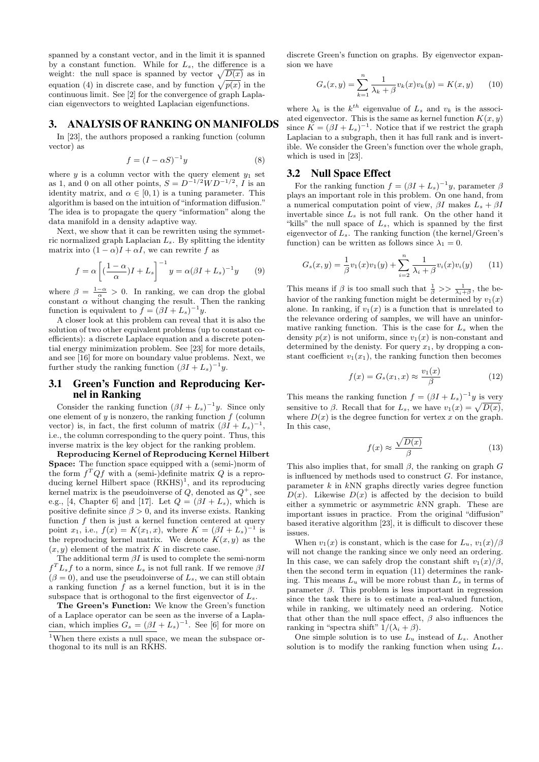spanned by a constant vector, and in the limit it is spanned by a constant function. While for $L_s$, the difference is a weight: the null space is spanned by vector $\sqrt{D(x)}$ as in equation (4) in discrete case, and by function $\sqrt{p(x)}$ in the continuous limit. See [2] for the convergence of graph Laplacian eigenvectors to weighted Laplacian eigenfunctions.

## 3. ANALYSIS OF RANKING ON MANIFOLDS

In [23], the authors proposed a ranking function (column vector) as

$$f = (I - \alpha S)^{-1} y \tag{8}$$

where $y$ is a column vector with the query element $y_1$ set as 1, and 0 on all other points, $S = D^{-1/2} W D^{-1/2}$, $I$ is an identity matrix, and $\alpha \in [0, 1)$ is a tuning parameter. This algorithm is based on the intuition of "information diffusion." The idea is to propagate the query "information" along the data manifold in a density adaptive way.

Next, we show that it can be rewritten using the symmetric normalized graph Laplacian $L_s$. By splitting the identity matrix into $(1-\alpha)I + \alpha I$, we can rewrite $f$ as

$$f = \alpha \left[ (\frac{1-\alpha}{\alpha})I + L_s \right]^{-1} y = \alpha(\beta I + L_s)^{-1} y \tag{9}$$

where $\beta = \frac{1-\alpha}{\alpha} > 0$. In ranking, we can drop the global constant $\alpha$ without changing the result. Then the ranking function is equivalent to $f = (\beta I + L_s)^{-1} y$.

A closer look at this problem can reveal that it is also the solution of two other equivalent problems (up to constant coefficients): a discrete Laplace equation and a discrete potential energy minimization problem. See [23] for more details, and see [16] for more on boundary value problems. Next, we further study the ranking function $(\beta I + L_s)^{-1} y$.

### 3.1 Green's Function and Reproducing Kernel in Ranking

Consider the ranking function $(\beta I + L_s)^{-1} y$. Since only one element of $y$ is nonzero, the ranking function $f$ (column vector) is, in fact, the first column of matrix $(\beta I + L_s)^{-1}$, i.e., the column corresponding to the query point. Thus, this inverse matrix is the key object for the ranking problem.

**Reproducing Kernel of Reproducing Kernel Hilbert Space:** The function space equipped with a (semi-)norm of the form $f^T Q f$ with a (semi-)definite matrix $Q$ is a reproducing kernel Hilbert space (RKHS)[1], and its reproducing kernel matrix is the pseudoinverse of $Q$, denoted as $Q^+$, see e.g., [4, Chapter 6] and [17]. Let $Q = (\beta I + L_s)$, which is positive definite since $\beta > 0$, and its inverse exists. Ranking function $f$ then is just a kernel function centered at query point $x_1$, i.e., $f(x) = K(x_1, x)$, where $K = (\beta I + L_s)^{-1}$ is the reproducing kernel matrix. We denote $K(x, y)$ as the $(x, y)$ element of the matrix $K$ in discrete case.

The additional term $\beta I$ is used to complete the semi-norm $f^T L_s f$ to a norm, since $L_s$ is not full rank. If we remove $\beta I$ ($\beta = 0$), and use the pseudoinverse of $L_s$, we can still obtain a ranking function $f$ as a kernel function, but it is in the subspace that is orthogonal to the first eigenvector of $L_s$.

**The Green's Function:** We know the Green's function of a Laplace operator can be seen as the inverse of a Laplacian, which implies $G_s = (\beta I + L_s)^{-1}$. See [6] for more on discrete Green's function on graphs. By eigenvector expansion we have

$$G_s(x, y) = \sum_{k=1}^{n} \frac{1}{\lambda_k + \beta} v_k(x) v_k(y) = K(x, y) \tag{10}$$

where $\lambda_k$ is the $k^{th}$ eigenvalue of $L_s$ and $v_k$ is the associated eigenvector. This is the same as kernel function $K(x, y)$ since $K = (\beta I + L_s)^{-1}$. Notice that if we restrict the graph Laplacian to a subgraph, then it has full rank and is invertible. We consider the Green's function over the whole graph, which is used in [23].

[1] When there exists a null space, we mean the subspace orthogonal to its null is an RKHS.

### 3.2 Null Space Effect

For the ranking function $f = (\beta I + L_s)^{-1} y$, parameter $\beta$ plays an important role in this problem. On one hand, from a numerical computation point of view, $\beta I$ makes $L_s + \beta I$ invertable since $L_s$ is not full rank. On the other hand it "kills" the null space of $L_s$, which is spanned by the first eigenvector of $L_s$. The ranking function (the kernel/Green's function) can be written as follows since $\lambda_1 = 0$.

$$G_s(x, y) = \frac{1}{\beta} v_1(x) v_1(y) + \sum_{i=2}^{n} \frac{1}{\lambda_i + \beta} v_i(x) v_i(y) \tag{11}$$

This means if $\beta$ is too small such that $\frac{1}{\beta} >> \frac{1}{\lambda_i + \beta}$, the behavior of the ranking function might be determined by $v_1(x)$ alone. In ranking, if $v_1(x)$ is a function that is unrelated to the relevance ordering of samples, we will have an uninformative ranking function. This is the case for $L_s$ when the density $p(x)$ is not uniform, since $v_1(x)$ is non-constant and determined by the denisty. For query $x_1$, by dropping a constant coefficient $v_1(x_1)$, the ranking function then becomes

$$f(x) = G_s(x_1, x) \approx \frac{v_1(x)}{\beta} \tag{12}$$

This means the ranking function $f = (\beta I + L_s)^{-1} y$ is very sensitive to $\beta$. Recall that for $L_s$, we have $v_1(x) = \sqrt{D(x)}$, where $D(x)$ is the degree function for vertex $x$ on the graph. In this case,

$$f(x) \approx \frac{\sqrt{D(x)}}{\beta} \tag{13}$$

This also implies that, for small $\beta$, the ranking on graph $G$ is influenced by methods used to construct $G$. For instance, parameter $k$ in $k$NN graphs directly varies degree function $D(x)$. Likewise $D(x)$ is affected by the decision to build either a symmetric or asymmetric $k$NN graph. These are important issues in practice. From the original "diffusion" based iterative algorithm [23], it is difficult to discover these issues.

When $v_1(x)$ is constant, which is the case for $L_u$, $v_1(x)/\beta$ will not change the ranking since we only need an ordering. In this case, we can safely drop the constant shift $v_1(x)/\beta$, then the second term in equation (11) determines the ranking. This means $L_u$ will be more robust than $L_s$ in terms of parameter $\beta$. This problem is less important in regression since the task there is to estimate a real-valued function, while in ranking, we ultimately need an ordering. Notice that other than the null space effect, $\beta$ also influences the ranking in "spectra shift" $1/(\lambda_i + \beta)$.

One simple solution is to use $L_u$ instead of $L_s$. Another solution is to modify the ranking function when using $L_s$.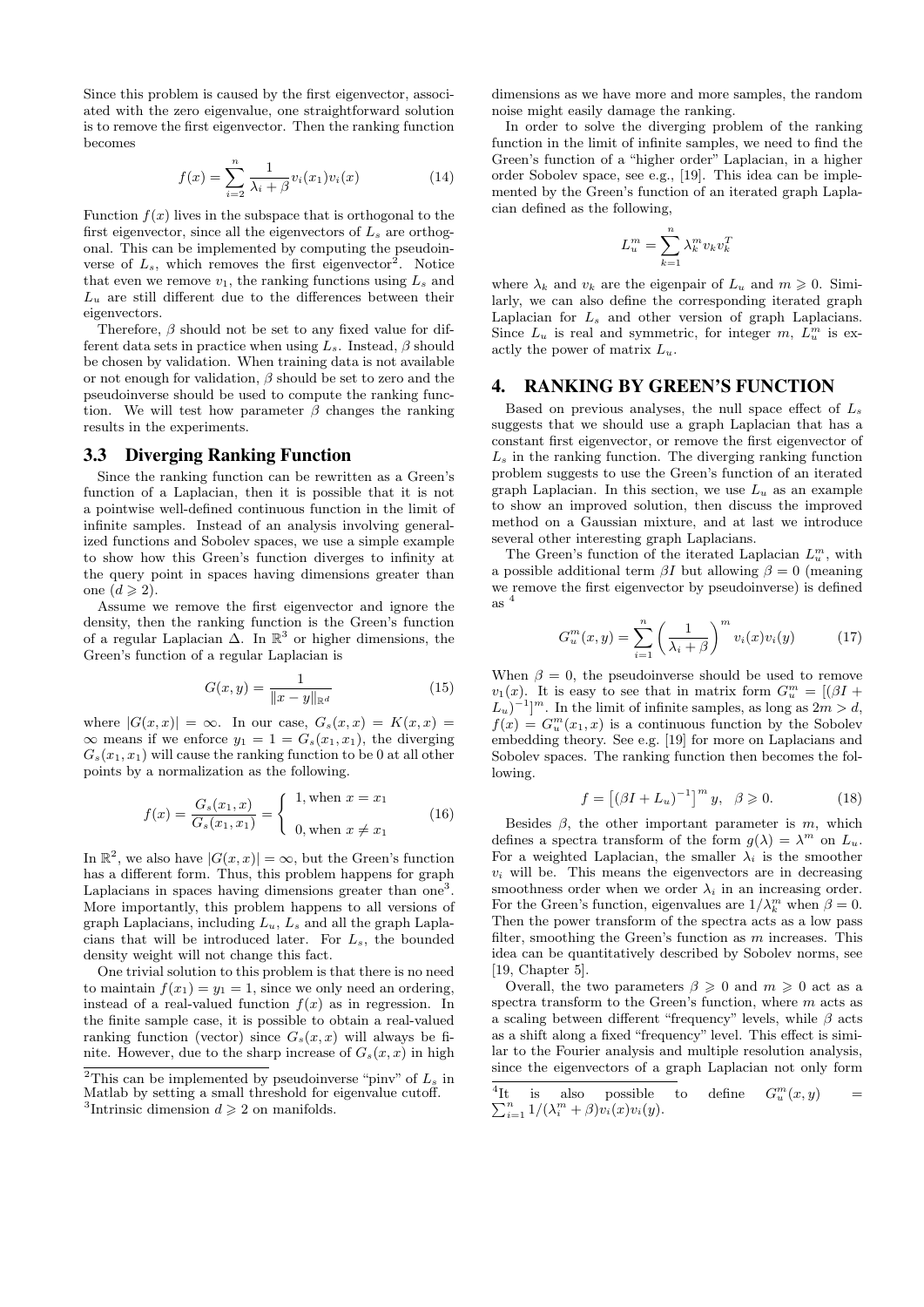Since this problem is caused by the first eigenvector, associated with the zero eigenvalue, one straightforward solution is to remove the first eigenvector. Then the ranking function becomes

$$f(x) = \sum_{i=2}^{n} \frac{1}{\lambda_i + \beta} v_i(x_1) v_i(x) \tag{14}$$

Function $f(x)$ lives in the subspace that is orthogonal to the first eigenvector, since all the eigenvectors of $L_s$ are orthogonal. This can be implemented by computing the pseudoinverse of $L_s$, which removes the first eigenvector[2]. Notice that even we remove $v_1$, the ranking functions using $L_s$ and $L_u$ are still different due to the differences between their eigenvectors.

Therefore, $\beta$ should not be set to any fixed value for different data sets in practice when using $L_s$. Instead, $\beta$ should be chosen by validation. When training data is not available or not enough for validation, $\beta$ should be set to zero and the pseudoinverse should be used to compute the ranking function. We will test how parameter $\beta$ changes the ranking results in the experiments.

## 3.3 Diverging Ranking Function

Since the ranking function can be rewritten as a Green's function of a Laplacian, then it is possible that it is not a pointwise well-defined continuous function in the limit of infinite samples. Instead of an analysis involving generalized functions and Sobolev spaces, we use a simple example to show how this Green's function diverges to infinity at the query point in spaces having dimensions greater than one ($d \geqslant 2$).

Assume we remove the first eigenvector and ignore the density, then the ranking function is the Green's function of a regular Laplacian $\Delta$. In $\mathbb{R}^3$ or higher dimensions, the Green's function of a regular Laplacian is

$$G(x, y) = \frac{1}{\|x - y\|_{\mathbb{R}^d}} \tag{15}$$

where $|G(x,x)| = \infty$. In our case, $G_s(x,x) = K(x,x) = \infty$ means if we enforce $y_1 = 1 = G_s(x_1, x_1)$, the diverging $G_s(x_1, x_1)$ will cause the ranking function to be 0 at all other points by a normalization as the following.

$$f(x) = \frac{G_s(x_1, x)}{G_s(x_1, x_1)} = \begin{cases} 1, \text{when } x = x_1 \\ 0, \text{when } x \neq x_1 \end{cases} \tag{16}$$

In $\mathbb{R}^2$, we also have $|G(x,x)| = \infty$, but the Green's function has a different form. Thus, this problem happens for graph Laplacians in spaces having dimensions greater than one[3]. More importantly, this problem happens to all versions of graph Laplacians, including $L_u$, $L_s$ and all the graph Laplacians that will be introduced later. For $L_s$, the bounded density weight will not change this fact.

One trivial solution to this problem is that there is no need to maintain $f(x_1) = y_1 = 1$, since we only need an ordering, instead of a real-valued function $f(x)$ as in regression. In the finite sample case, it is possible to obtain a real-valued ranking function (vector) since $G_s(x,x)$ will always be finite. However, due to the sharp increase of $G_s(x,x)$ in high dimensions as we have more and more samples, the random noise might easily damage the ranking.

In order to solve the diverging problem of the ranking function in the limit of infinite samples, we need to find the Green's function of a "higher order" Laplacian, in a higher order Sobolev space, see e.g., [19]. This idea can be implemented by the Green's function of an iterated graph Laplacian defined as the following,

$$L_u^m = \sum_{k=1}^{n} \lambda_k^m v_k v_k^T$$

where $\lambda_k$ and $v_k$ are the eigenpair of $L_u$ and $m \geqslant 0$. Similarly, we can also define the corresponding iterated graph Laplacian for $L_s$ and other version of graph Laplacians. Since $L_u$ is real and symmetric, for integer $m$, $L_u^m$ is exactly the power of matrix $L_u$.

# 4. RANKING BY GREEN'S FUNCTION

Based on previous analyses, the null space effect of $L_s$ suggests that we should use a graph Laplacian that has a constant first eigenvector, or remove the first eigenvector of $L_s$ in the ranking function. The diverging ranking function problem suggests to use the Green's function of an iterated graph Laplacian. In this section, we use $L_u$ as an example to show an improved solution, then discuss the improved method on a Gaussian mixture, and at last we introduce several other interesting graph Laplacians.

The Green's function of the iterated Laplacian $L_u^m$, with a possible additional term $\beta I$ but allowing $\beta = 0$ (meaning we remove the first eigenvector by pseudoinverse) is defined as [4]

$$G_u^m(x, y) = \sum_{i=1}^{n} \left( \frac{1}{\lambda_i + \beta} \right)^m v_i(x) v_i(y) \tag{17}$$

When $\beta = 0$, the pseudoinverse should be used to remove $v_1(x)$. It is easy to see that in matrix form $G_u^m = [(\beta I + L_u)^{-1}]^m$. In the limit of infinite samples, as long as $2m > d$, $f(x) = G_u^m(x_1, x)$ is a continuous function by the Sobolev embedding theory. See e.g. [19] for more on Laplacians and Sobolev spaces. The ranking function then becomes the following.

$$f = \left[ (\beta I + L_u)^{-1} \right]^m y, \quad \beta \geqslant 0. \tag{18}$$

Besides $\beta$, the other important parameter is $m$, which defines a spectra transform of the form $g(\lambda) = \lambda^m$ on $L_u$. For a weighted Laplacian, the smaller $\lambda_i$ is the smoother $v_i$ will be. This means the eigenvectors are in decreasing smoothness order when we order $\lambda_i$ in an increasing order. For the Green's function, eigenvalues are $1/\lambda_k^m$ when $\beta = 0$. Then the power transform of the spectra acts as a low pass filter, smoothing the Green's function as $m$ increases. This idea can be quantitatively described by Sobolev norms, see [19, Chapter 5].

Overall, the two parameters $\beta \geqslant 0$ and $m \geqslant 0$ act as a spectra transform to the Green's function, where $m$ acts as a scaling between different "frequency" levels, while $\beta$ acts as a shift along a fixed "frequency" level. This effect is similar to the Fourier analysis and multiple resolution analysis, since the eigenvectors of a graph Laplacian not only form

---

[2] This can be implemented by pseudoinverse "pinv" of $L_s$ in Matlab by setting a small threshold for eigenvalue cutoff.

[3] Intrinsic dimension $d \geqslant 2$ on manifolds.

[4] It is also possible to define $G_u^m(x, y) = \sum_{i=1}^{n} 1/(\lambda_i^m + \beta) v_i(x) v_i(y)$.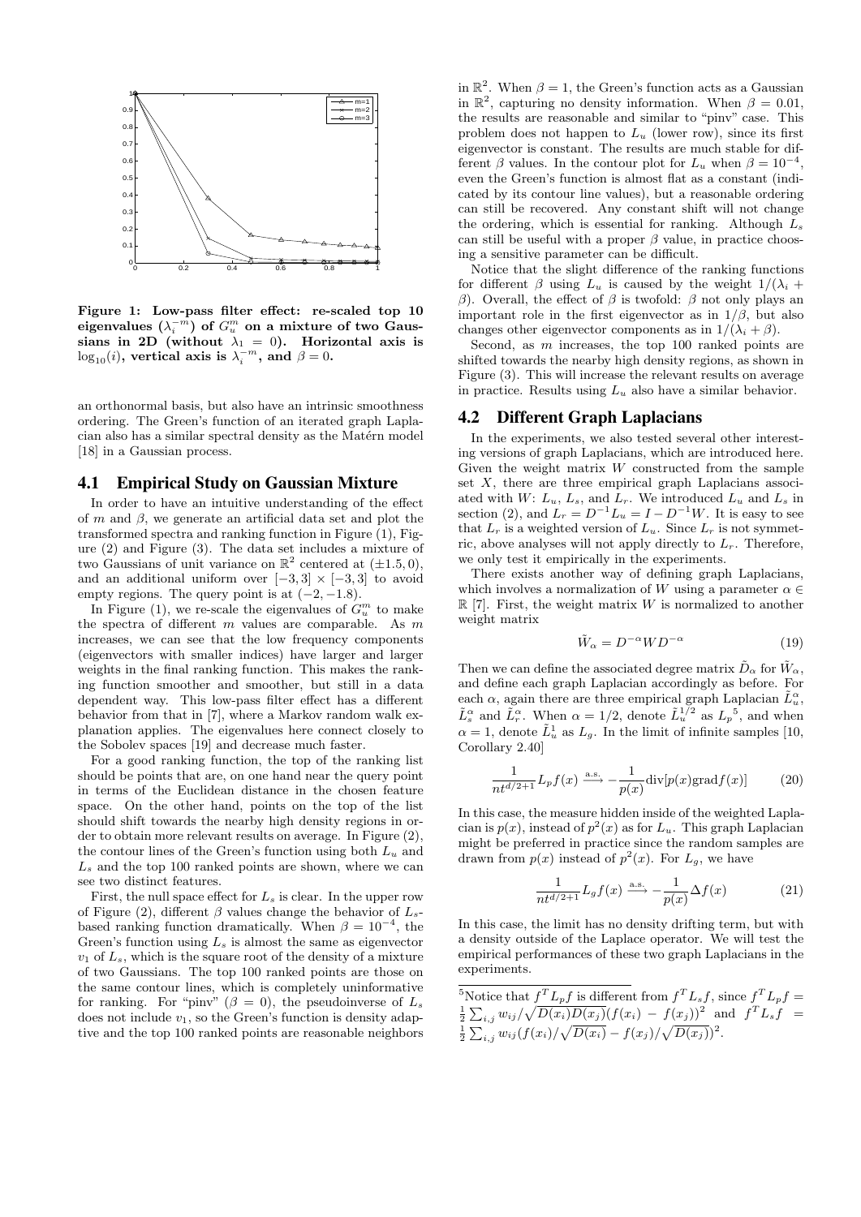Figure 1: Low-pass filter effect: re-scaled top 10 eigenvalues ($\lambda_i^{-m}$) of $G_u^m$ on a mixture of two Gaussians in 2D (without $\lambda_1 = 0$). Horizontal axis is $\log_{10}(i)$, vertical axis is $\lambda_i^{-m}$, and $\beta = 0$.

an orthonormal basis, but also have an intrinsic smoothness ordering. The Green's function of an iterated graph Laplacian also has a similar spectral density as the Matérn model [18] in a Gaussian process.

## 4.1 Empirical Study on Gaussian Mixture

In order to have an intuitive understanding of the effect of $m$ and $\beta$, we generate an artificial data set and plot the transformed spectra and ranking function in Figure (1), Figure (2) and Figure (3). The data set includes a mixture of two Gaussians of unit variance on $\mathbb{R}^2$ centered at $(\pm 1.5, 0)$, and an additional uniform over $[-3, 3] \times [-3, 3]$ to avoid empty regions. The query point is at $(-2, -1.8)$.

In Figure (1), we re-scale the eigenvalues of $G_u^m$ to make the spectra of different $m$ values are comparable. As $m$ increases, we can see that the low frequency components (eigenvectors with smaller indices) have larger and larger weights in the final ranking function. This makes the ranking function smoother and smoother, but still in a data dependent way. This low-pass filter effect has a different behavior from that in [7], where a Markov random walk explanation applies. The eigenvalues here connect closely to the Sobolev spaces [19] and decrease much faster.

For a good ranking function, the top of the ranking list should be points that are, on one hand near the query point in terms of the Euclidean distance in the chosen feature space. On the other hand, points on the top of the list should shift towards the nearby high density regions in order to obtain more relevant results on average. In Figure (2), the contour lines of the Green's function using both $L_u$ and $L_s$ and the top 100 ranked points are shown, where we can see two distinct features.

First, the null space effect for $L_s$ is clear. In the upper row of Figure (2), different $\beta$ values change the behavior of $L_s$-based ranking function dramatically. When $\beta = 10^{-4}$, the Green's function using $L_s$ is almost the same as eigenvector $v_1$ of $L_s$, which is the square root of the density of a mixture of two Gaussians. The top 100 ranked points are those on the same contour lines, which is completely uninformative for ranking. For "pinv" ($\beta = 0$), the pseudoinverse of $L_s$ does not include $v_1$, so the Green's function is density adaptive and the top 100 ranked points are reasonable neighbors in $\mathbb{R}^2$. When $\beta = 1$, the Green's function acts as a Gaussian in $\mathbb{R}^2$, capturing no density information. When $\beta = 0.01$, the results are reasonable and similar to "pinv" case. This problem does not happen to $L_u$ (lower row), since its first eigenvector is constant. The results are much stable for different $\beta$ values. In the contour plot for $L_u$ when $\beta = 10^{-4}$, even the Green's function is almost flat as a constant (indicated by its contour line values), but a reasonable ordering can still be recovered. Any constant shift will not change the ordering, which is essential for ranking. Although $L_s$ can still be useful with a proper $\beta$ value, in practice choosing a sensitive parameter can be difficult.

Notice that the slight difference of the ranking functions for different $\beta$ using $L_u$ is caused by the weight $1/(\lambda_i + \beta)$. Overall, the effect of $\beta$ is twofold: $\beta$ not only plays an important role in the first eigenvector as in $1/\beta$, but also changes other eigenvector components as in $1/(\lambda_i + \beta)$.

Second, as $m$ increases, the top 100 ranked points are shifted towards the nearby high density regions, as shown in Figure (3). This will increase the relevant results on average in practice. Results using $L_u$ also have a similar behavior.

## 4.2 Different Graph Laplacians

In the experiments, we also tested several other interesting versions of graph Laplacians, which are introduced here. Given the weight matrix $W$ constructed from the sample set $X$, there are three empirical graph Laplacians associated with $W$: $L_u$, $L_s$, and $L_r$. We introduced $L_u$ and $L_s$ in section (2), and $L_r = D^{-1}L_u = I - D^{-1}W$. It is easy to see that $L_r$ is a weighted version of $L_u$. Since $L_r$ is not symmetric, above analyses will not apply directly to $L_r$. Therefore, we only test it empirically in the experiments.

There exists another way of defining graph Laplacians, which involves a normalization of $W$ using a parameter $\alpha \in \mathbb{R}$ [7]. First, the weight matrix $W$ is normalized to another weight matrix

$$\tilde{W}_\alpha = D^{-\alpha} W D^{-\alpha} \tag{19}$$

Then we can define the associated degree matrix $\tilde{D}_\alpha$ for $\tilde{W}_\alpha$, and define each graph Laplacian accordingly as before. For each $\alpha$, again there are three empirical graph Laplacian $\tilde{L}_u^\alpha$, $\tilde{L}_s^\alpha$ and $\tilde{L}_r^\alpha$. When $\alpha = 1/2$, denote $\tilde{L}_u^{1/2}$ as $L_p$[5], and when $\alpha = 1$, denote $\tilde{L}_u^1$ as $L_g$. In the limit of infinite samples [10, Corollary 2.40]

$$\frac{1}{nt^{d/2+1}} L_p f(x) \xrightarrow{\text{a.s.}} -\frac{1}{p(x)} \text{div}[p(x) \text{grad} f(x)] \tag{20}$$

In this case, the measure hidden inside of the weighted Laplacian is $p(x)$, instead of $p^2(x)$ as for $L_u$. This graph Laplacian might be preferred in practice since the random samples are drawn from $p(x)$ instead of $p^2(x)$. For $L_g$, we have

$$\frac{1}{nt^{d/2+1}} L_g f(x) \xrightarrow{\text{a.s.}} -\frac{1}{p(x)} \Delta f(x) \tag{21}$$

In this case, the limit has no density drifting term, but with a density outside of the Laplace operator. We will test the empirical performances of these two graph Laplacians in the experiments.

[5] Notice that $f^T L_p f$ is different from $f^T L_s f$, since $f^T L_p f = \frac{1}{2}\sum_{i,j} w_{ij}/\sqrt{D(x_i)D(x_j)}(f(x_i) - f(x_j))^2$ and $f^T L_s f = \frac{1}{2}\sum_{i,j} w_{ij}(f(x_i)/\sqrt{D(x_i)} - f(x_j)/\sqrt{D(x_j)})^2$.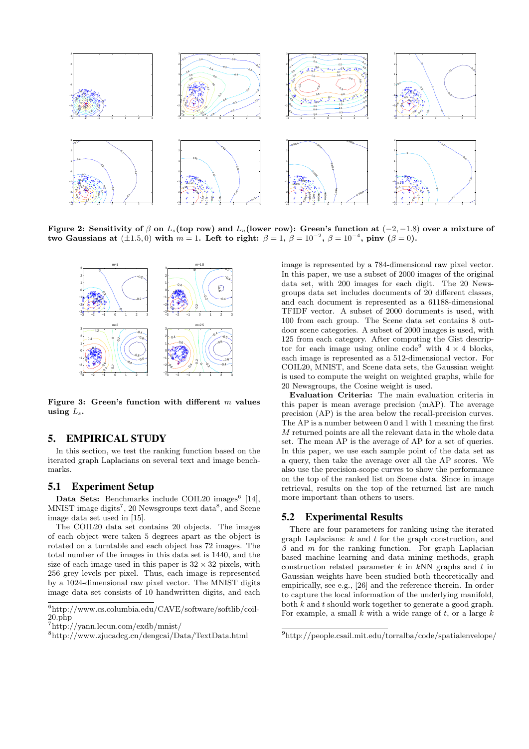**Figure 2: Sensitivity of $\beta$ on $L_s$(top row) and $L_u$(lower row): Green's function at $(-2, -1.8)$ over a mixture of two Gaussians at $(\pm 1.5, 0)$ with $m = 1$. Left to right: $\beta = 1$, $\beta = 10^{-2}$, $\beta = 10^{-4}$, pinv ($\beta = 0$).**

**Figure 3: Green's function with different $m$ values using $L_s$.**

## 5. EMPIRICAL STUDY

In this section, we test the ranking function based on the iterated graph Laplacians on several text and image benchmarks.

### 5.1 Experiment Setup

**Data Sets:** Benchmarks include COIL20 images[6] [14], MNIST image digits[7], 20 Newsgroups text data[8], and Scene image data set used in [15].

The COIL20 data set contains 20 objects. The images of each object were taken 5 degrees apart as the object is rotated on a turntable and each object has 72 images. The total number of the images in this data set is 1440, and the size of each image used in this paper is $32 \times 32$ pixels, with 256 grey levels per pixel. Thus, each image is represented by a 1024-dimensional raw pixel vector. The MNIST digits image data set consists of 10 handwritten digits, and each image is represented by a 784-dimensional raw pixel vector. In this paper, we use a subset of 2000 images of the original data set, with 200 images for each digit. The 20 Newsgroups data set includes documents of 20 different classes, and each document is represented as a 61188-dimensional TFIDF vector. A subset of 2000 documents is used, with 100 from each group. The Scene data set contains 8 outdoor scene categories. A subset of 2000 images is used, with 125 from each category. After computing the Gist descriptor for each image using online code[9] with $4 \times 4$ blocks, each image is represented as a 512-dimensional vector. For COIL20, MNIST, and Scene data sets, the Gaussian weight is used to compute the weight on weighted graphs, while for 20 Newsgroups, the Cosine weight is used.

**Evaluation Criteria:** The main evaluation criteria in this paper is mean average precision (mAP). The average precision (AP) is the area below the recall-precision curves. The AP is a number between 0 and 1 with 1 meaning the first $M$ returned points are all the relevant data in the whole data set. The mean AP is the average of AP for a set of queries. In this paper, we use each sample point of the data set as a query, then take the average over all the AP scores. We also use the precision-scope curves to show the performance on the top of the ranked list on Scene data. Since in image retrieval, results on the top of the returned list are much more important than others to users.

### 5.2 Experimental Results

There are four parameters for ranking using the iterated graph Laplacians: $k$ and $t$ for the graph construction, and $\beta$ and $m$ for the ranking function. For graph Laplacian based machine learning and data mining methods, graph construction related parameter $k$ in $k$NN graphs and $t$ in Gaussian weights have been studied both theoretically and empirically, see e.g., [26] and the reference therein. In order to capture the local information of the underlying manifold, both $k$ and $t$ should work together to generate a good graph. For example, a small $k$ with a wide range of $t$, or a large $k$

[6] http://www.cs.columbia.edu/CAVE/software/softlib/coil-20.php

[7] http://yann.lecun.com/exdb/mnist/

[8] http://www.zjucadcg.cn/dengcai/Data/TextData.html

[9] http://people.csail.mit.edu/torralba/code/spatialenvelope/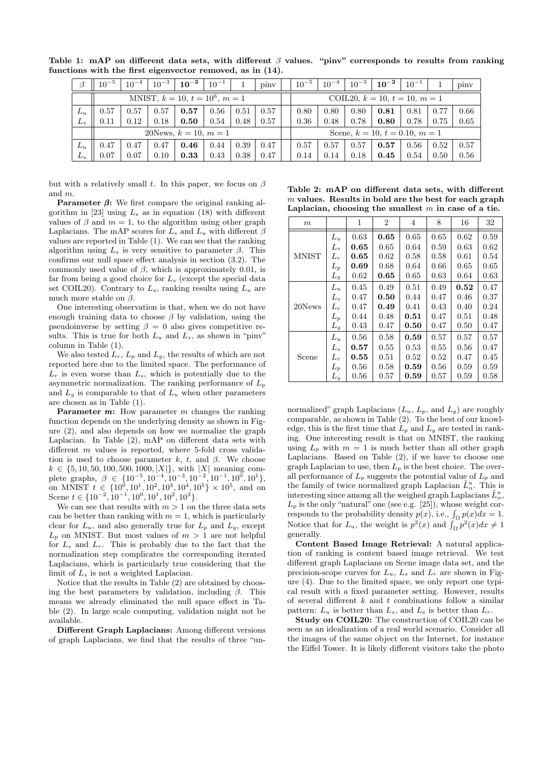**Table 1: mAP on different data sets, with different $\beta$ values. "pinv" corresponds to results from ranking functions with the first eigenvector removed, as in (14).**

| $\beta$ | $10^{-5}$ | $10^{-4}$ | $10^{-3}$ | $\mathbf{10^{-2}}$ | $10^{-1}$ | 1 | pinv | $10^{-5}$ | $10^{-4}$ | $10^{-3}$ | $\mathbf{10^{-2}}$ | $10^{-1}$ | 1 | pinv |
|---|---|---|---|---|---|---|---|---|---|---|---|---|---|---|
| | MNIST, $k=10$, $t=10^6$, $m=1$ | | | | | | | COIL20, $k=10$, $t=10$, $m=1$ | | | | | | |
| $L_u$ | 0.57 | 0.57 | 0.57 | **0.57** | 0.56 | 0.51 | 0.57 | 0.80 | 0.80 | 0.80 | **0.81** | 0.81 | 0.77 | 0.66 |
| $L_s$ | 0.11 | 0.12 | 0.18 | **0.50** | 0.54 | 0.48 | 0.57 | 0.36 | 0.48 | 0.78 | **0.80** | 0.78 | 0.75 | 0.65 |
| | 20News, $k=10$, $m=1$ | | | | | | | Scene, $k=10$, $t=0.10$, $m=1$ | | | | | | |
| $L_u$ | 0.47 | 0.47 | 0.47 | **0.46** | 0.44 | 0.39 | 0.47 | 0.57 | 0.57 | 0.57 | **0.57** | 0.56 | 0.52 | 0.57 |
| $L_s$ | 0.07 | 0.07 | 0.10 | **0.33** | 0.43 | 0.38 | 0.47 | 0.14 | 0.14 | 0.18 | **0.45** | 0.54 | 0.50 | 0.56 |

but with a relatively small $t$. In this paper, we focus on $\beta$ and $m$.

**Parameter $\beta$:** We first compare the original ranking algorithm in [23] using $L_s$ as in equation (18) with different values of $\beta$ and $m=1$, to the algorithm using other graph Laplacians. The mAP scores for $L_s$ and $L_u$ with different $\beta$ values are reported in Table (1). We can see that the ranking algorithm using $L_s$ is very sensitive to parameter $\beta$. This confirms our null space effect analysis in section (3.2). The commonly used value of $\beta$, which is approximately 0.01, is far from being a good choice for $L_s$ (except the special data set COIL20). Contrary to $L_s$, ranking results using $L_u$ are much more stable on $\beta$.

One interesting observation is that, when we do not have enough training data to choose $\beta$ by validation, using the pseudoinverse by setting $\beta=0$ also gives competitive results. This is true for both $L_u$ and $L_s$, as shown in "pinv" column in Table (1).

We also tested $L_r$, $L_p$ and $L_g$, the results of which are not reported here due to the limited space. The performance of $L_r$ is even worse than $L_s$, which is potentially due to the asymmetric normalization. The ranking performance of $L_p$ and $L_g$ is comparable to that of $L_u$ when other parameters are chosen as in Table (1).

**Parameter $m$:** How parameter $m$ changes the ranking function depends on the underlying density as shown in Figure (2), and also depends on how we normalize the graph Laplacian. In Table (2), mAP on different data sets with different $m$ values is reported, where 5-fold cross validation is used to choose parameter $k$, $t$, and $\beta$. We choose $k \in \{5, 10, 50, 100, 500, 1000, |X|\}$, with $|X|$ meaning complete graphs, $\beta \in \{10^{-5}, 10^{-4}, 10^{-3}, 10^{-2}, 10^{-1}, 10^{0}, 10^{1}\}$, on MNIST $t \in \{10^0, 10^1, 10^2, 10^3, 10^4, 10^5\} \times 10^5$, and on Scene $t \in \{10^{-2}, 10^{-1}, 10^0, 10^1, 10^2, 10^3\}$.

We can see that results with $m>1$ on the three data sets can be better than ranking with $m=1$, which is particularly clear for $L_u$, and also generally true for $L_p$ and $L_g$, except $L_p$ on MNIST. But most values of $m>1$ are not helpful for $L_s$ and $L_r$. This is probably due to the fact that the normalization step complicates the corresponding iterated Laplacians, which is particularly true considering that the limit of $L_s$ is not a weighted Laplacian.

Notice that the results in Table (2) are obtained by choosing the best parameters by validation, including $\beta$. This means we already eliminated the null space effect in Table (2). In large scale computing, validation might not be available.

**Different Graph Laplacians:** Among different versions of graph Laplacians, we find that the results of three "unnormalized" graph Laplacians ($L_u$, $L_p$, and $L_g$) are roughly comparable, as shown in Table (2). To the best of our knowledge, this is the first time that $L_p$ and $L_g$ are tested in ranking. One interesting result is that on MNIST, the ranking using $L_p$ with $m=1$ is much better than all other graph Laplacians. Based on Table (2), if we have to choose one graph Laplacian to use, then $L_p$ is the best choice. The overall performance of $L_p$ suggests the potential value of $L_p$ and the family of twice normalized graph Laplacian $\tilde{L}^u_\alpha$. This is interesting since among all the weighed graph Laplacians $\tilde{L}^u_\alpha$, $L_p$ is the only "natural" one (see e.g. [25]), whose weight corresponds to the probability density $p(x)$, i.e., $\int_\Omega p(x)dx = 1$. Notice that for $L_u$, the weight is $p^2(x)$ and $\int_\Omega p^2(x)dx \neq 1$ generally.

**Table 2: mAP on different data sets, with different $m$ values. Results in bold are the best for each graph Laplacian, choosing the smallest $m$ in case of a tie.**

| $m$ | | 1 | 2 | 4 | 8 | 16 | 32 |
|---|---|---|---|---|---|---|---|
| MNIST | $L_u$ | 0.63 | **0.65** | 0.65 | 0.65 | 0.62 | 0.59 |
| | $L_s$ | **0.65** | 0.65 | 0.64 | 0.59 | 0.63 | 0.62 |
| | $L_r$ | **0.65** | 0.62 | 0.58 | 0.58 | 0.61 | 0.54 |
| | $L_p$ | **0.69** | 0.68 | 0.64 | 0.66 | 0.65 | 0.65 |
| | $L_g$ | 0.62 | **0.65** | 0.65 | 0.63 | 0.64 | 0.63 |
| 20News | $L_u$ | 0.45 | 0.49 | 0.51 | 0.49 | **0.52** | 0.47 |
| | $L_s$ | 0.47 | **0.50** | 0.44 | 0.47 | 0.46 | 0.37 |
| | $L_r$ | 0.47 | **0.49** | 0.41 | 0.43 | 0.40 | 0.24 |
| | $L_p$ | 0.44 | 0.48 | **0.51** | 0.47 | 0.51 | 0.48 |
| | $L_g$ | 0.43 | 0.47 | **0.50** | 0.47 | 0.50 | 0.47 |
| Scene | $L_u$ | 0.56 | 0.58 | **0.59** | 0.57 | 0.57 | 0.57 |
| | $L_s$ | **0.57** | 0.55 | 0.53 | 0.55 | 0.56 | 0.47 |
| | $L_r$ | **0.55** | 0.51 | 0.52 | 0.52 | 0.47 | 0.45 |
| | $L_p$ | 0.56 | 0.58 | **0.59** | 0.56 | 0.59 | 0.59 |
| | $L_g$ | 0.56 | 0.57 | **0.59** | 0.57 | 0.59 | 0.58 |

**Content Based Image Retrieval:** A natural application of ranking is content based image retrieval. We test different graph Laplacians on Scene image data set, and the precision-scope curves for $L_u$, $L_s$ and $L_r$ are shown in Figure (4). Due to the limited space, we only report one typical result with a fixed parameter setting. However, results of several different $k$ and $t$ combinations follow a similar pattern: $L_u$ is better than $L_s$, and $L_s$ is better than $L_r$.

**Study on COIL20:** The construction of COIL20 can be seen as an idealization of a real world scenario. Consider all the images of the same object on the Internet, for instance the Eiffel Tower. It is likely different visitors take the photo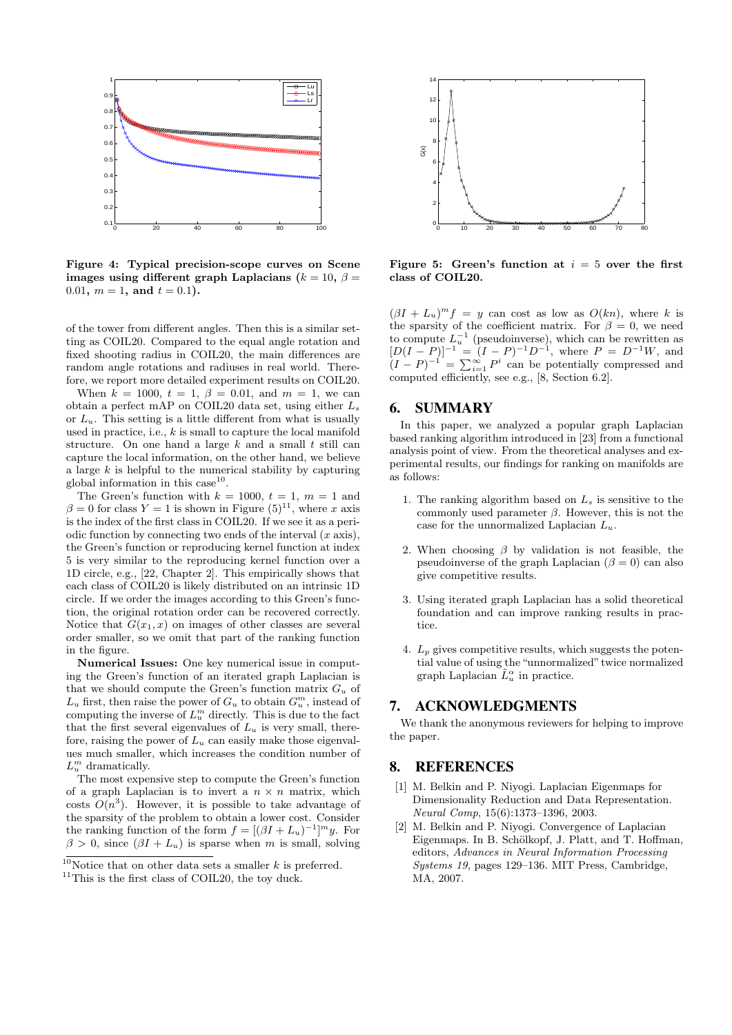**Figure 4: Typical precision-scope curves on Scene images using different graph Laplacians ($k = 10$, $\beta = 0.01$, $m = 1$, and $t = 0.1$).**

of the tower from different angles. Then this is a similar setting as COIL20. Compared to the equal angle rotation and fixed shooting radius in COIL20, the main differences are random angle rotations and radiuses in real world. Therefore, we report more detailed experiment results on COIL20.

When $k = 1000$, $t = 1$, $\beta = 0.01$, and $m = 1$, we can obtain a perfect mAP on COIL20 data set, using either $L_s$ or $L_u$. This setting is a little different from what is usually used in practice, i.e., $k$ is small to capture the local manifold structure. On one hand a large $k$ and a small $t$ still can capture the local information, on the other hand, we believe a large $k$ is helpful to the numerical stability by capturing global information in this case[10].

The Green's function with $k = 1000$, $t = 1$, $m = 1$ and $\beta = 0$ for class $Y = 1$ is shown in Figure (5)[11], where $x$ axis is the index of the first class in COIL20. If we see it as a periodic function by connecting two ends of the interval ($x$ axis), the Green's function or reproducing kernel function at index 5 is very similar to the reproducing kernel function over a 1D circle, e.g., [22, Chapter 2]. This empirically shows that each class of COIL20 is likely distributed on an intrinsic 1D circle. If we order the images according to this Green's function, the original rotation order can be recovered correctly. Notice that $G(x_1, x)$ on images of other classes are several order smaller, so we omit that part of the ranking function in the figure.

**Numerical Issues:** One key numerical issue in computing the Green's function of an iterated graph Laplacian is that we should compute the Green's function matrix $G_u$ of $L_u$ first, then raise the power of $G_u$ to obtain $G_u^m$, instead of computing the inverse of $L_u^m$ directly. This is due to the fact that the first several eigenvalues of $L_u$ is very small, therefore, raising the power of $L_u$ can easily make those eigenvalues much smaller, which increases the condition number of $L_u^m$ dramatically.

The most expensive step to compute the Green's function of a graph Laplacian is to invert a $n \times n$ matrix, which costs $O(n^3)$. However, it is possible to take advantage of the sparsity of the problem to obtain a lower cost. Consider the ranking function of the form $f = [(\beta I + L_u)^{-1}]^m y$. For $\beta > 0$, since $(\beta I + L_u)$ is sparse when $m$ is small, solving

[10] Notice that on other data sets a smaller $k$ is preferred.

[11] This is the first class of COIL20, the toy duck.

**Figure 5: Green's function at $i = 5$ over the first class of COIL20.**

$(\beta I + L_u)^m f = y$ can cost as low as $O(kn)$, where $k$ is the sparsity of the coefficient matrix. For $\beta = 0$, we need to compute $L_u^{-1}$ (pseudoinverse), which can be rewritten as $[D(I - P)]^{-1} = (I - P)^{-1} D^{-1}$, where $P = D^{-1}W$, and $(I - P)^{-1} = \sum_{i=1}^{\infty} P^i$ can be potentially compressed and computed efficiently, see e.g., [8, Section 6.2].

## 6. SUMMARY

In this paper, we analyzed a popular graph Laplacian based ranking algorithm introduced in [23] from a functional analysis point of view. From the theoretical analyses and experimental results, our findings for ranking on manifolds are as follows:

1. The ranking algorithm based on $L_s$ is sensitive to the commonly used parameter $\beta$. However, this is not the case for the unnormalized Laplacian $L_u$.

2. When choosing $\beta$ by validation is not feasible, the pseudoinverse of the graph Laplacian ($\beta = 0$) can also give competitive results.

3. Using iterated graph Laplacian has a solid theoretical foundation and can improve ranking results in practice.

4. $L_p$ gives competitive results, which suggests the potential value of using the "unnormalized" twice normalized graph Laplacian $\tilde{L}_u^{\alpha}$ in practice.

## 7. ACKNOWLEDGMENTS

We thank the anonymous reviewers for helping to improve the paper.

## 8. REFERENCES

[1] M. Belkin and P. Niyogi. Laplacian Eigenmaps for Dimensionality Reduction and Data Representation. *Neural Comp*, 15(6):1373–1396, 2003.

[2] M. Belkin and P. Niyogi. Convergence of Laplacian Eigenmaps. In B. Schölkopf, J. Platt, and T. Hoffman, editors, *Advances in Neural Information Processing Systems 19*, pages 129–136. MIT Press, Cambridge, MA, 2007.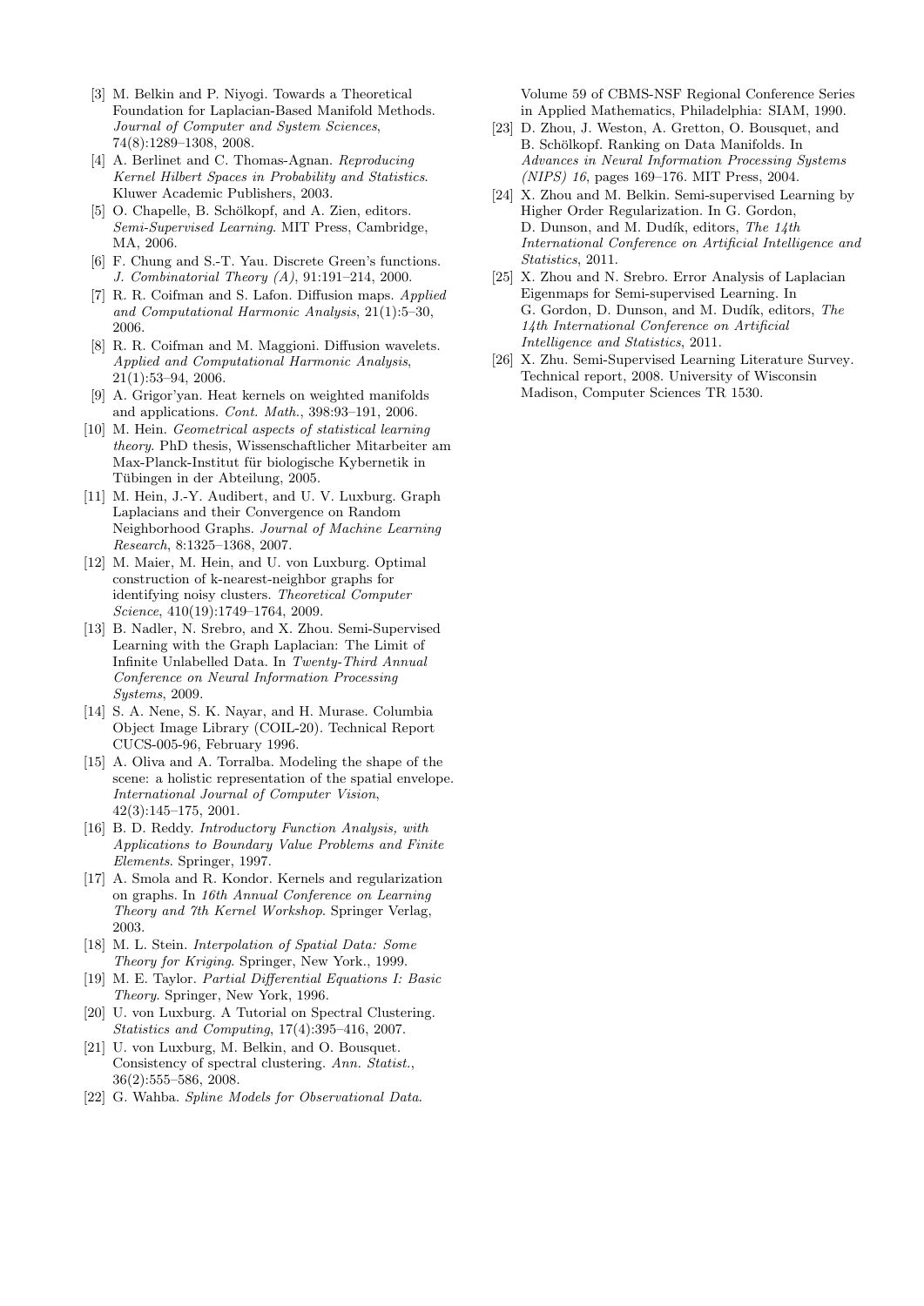[3] M. Belkin and P. Niyogi. Towards a Theoretical Foundation for Laplacian-Based Manifold Methods. *Journal of Computer and System Sciences*, 74(8):1289–1308, 2008.

[4] A. Berlinet and C. Thomas-Agnan. *Reproducing Kernel Hilbert Spaces in Probability and Statistics*. Kluwer Academic Publishers, 2003.

[5] O. Chapelle, B. Schölkopf, and A. Zien, editors. *Semi-Supervised Learning*. MIT Press, Cambridge, MA, 2006.

[6] F. Chung and S.-T. Yau. Discrete Green's functions. *J. Combinatorial Theory (A)*, 91:191–214, 2000.

[7] R. R. Coifman and S. Lafon. Diffusion maps. *Applied and Computational Harmonic Analysis*, 21(1):5–30, 2006.

[8] R. R. Coifman and M. Maggioni. Diffusion wavelets. *Applied and Computational Harmonic Analysis*, 21(1):53–94, 2006.

[9] A. Grigor'yan. Heat kernels on weighted manifolds and applications. *Cont. Math.*, 398:93–191, 2006.

[10] M. Hein. *Geometrical aspects of statistical learning theory*. PhD thesis, Wissenschaftlicher Mitarbeiter am Max-Planck-Institut für biologische Kybernetik in Tübingen in der Abteilung, 2005.

[11] M. Hein, J.-Y. Audibert, and U. V. Luxburg. Graph Laplacians and their Convergence on Random Neighborhood Graphs. *Journal of Machine Learning Research*, 8:1325–1368, 2007.

[12] M. Maier, M. Hein, and U. von Luxburg. Optimal construction of k-nearest-neighbor graphs for identifying noisy clusters. *Theoretical Computer Science*, 410(19):1749–1764, 2009.

[13] B. Nadler, N. Srebro, and X. Zhou. Semi-Supervised Learning with the Graph Laplacian: The Limit of Infinite Unlabelled Data. In *Twenty-Third Annual Conference on Neural Information Processing Systems*, 2009.

[14] S. A. Nene, S. K. Nayar, and H. Murase. Columbia Object Image Library (COIL-20). Technical Report CUCS-005-96, February 1996.

[15] A. Oliva and A. Torralba. Modeling the shape of the scene: a holistic representation of the spatial envelope. *International Journal of Computer Vision*, 42(3):145–175, 2001.

[16] B. D. Reddy. *Introductory Function Analysis, with Applications to Boundary Value Problems and Finite Elements*. Springer, 1997.

[17] A. Smola and R. Kondor. Kernels and regularization on graphs. In *16th Annual Conference on Learning Theory and 7th Kernel Workshop*. Springer Verlag, 2003.

[18] M. L. Stein. *Interpolation of Spatial Data: Some Theory for Kriging*. Springer, New York., 1999.

[19] M. E. Taylor. *Partial Differential Equations I: Basic Theory*. Springer, New York, 1996.

[20] U. von Luxburg. A Tutorial on Spectral Clustering. *Statistics and Computing*, 17(4):395–416, 2007.

[21] U. von Luxburg, M. Belkin, and O. Bousquet. Consistency of spectral clustering. *Ann. Statist.*, 36(2):555–586, 2008.

[22] G. Wahba. *Spline Models for Observational Data*. Volume 59 of CBMS-NSF Regional Conference Series in Applied Mathematics, Philadelphia: SIAM, 1990.

[23] D. Zhou, J. Weston, A. Gretton, O. Bousquet, and B. Schölkopf. Ranking on Data Manifolds. In *Advances in Neural Information Processing Systems (NIPS) 16*, pages 169–176. MIT Press, 2004.

[24] X. Zhou and M. Belkin. Semi-supervised Learning by Higher Order Regularization. In G. Gordon, D. Dunson, and M. Dudík, editors, *The 14th International Conference on Artificial Intelligence and Statistics*, 2011.

[25] X. Zhou and N. Srebro. Error Analysis of Laplacian Eigenmaps for Semi-supervised Learning. In G. Gordon, D. Dunson, and M. Dudík, editors, *The 14th International Conference on Artificial Intelligence and Statistics*, 2011.

[26] X. Zhu. Semi-Supervised Learning Literature Survey. Technical report, 2008. University of Wisconsin Madison, Computer Sciences TR 1530.